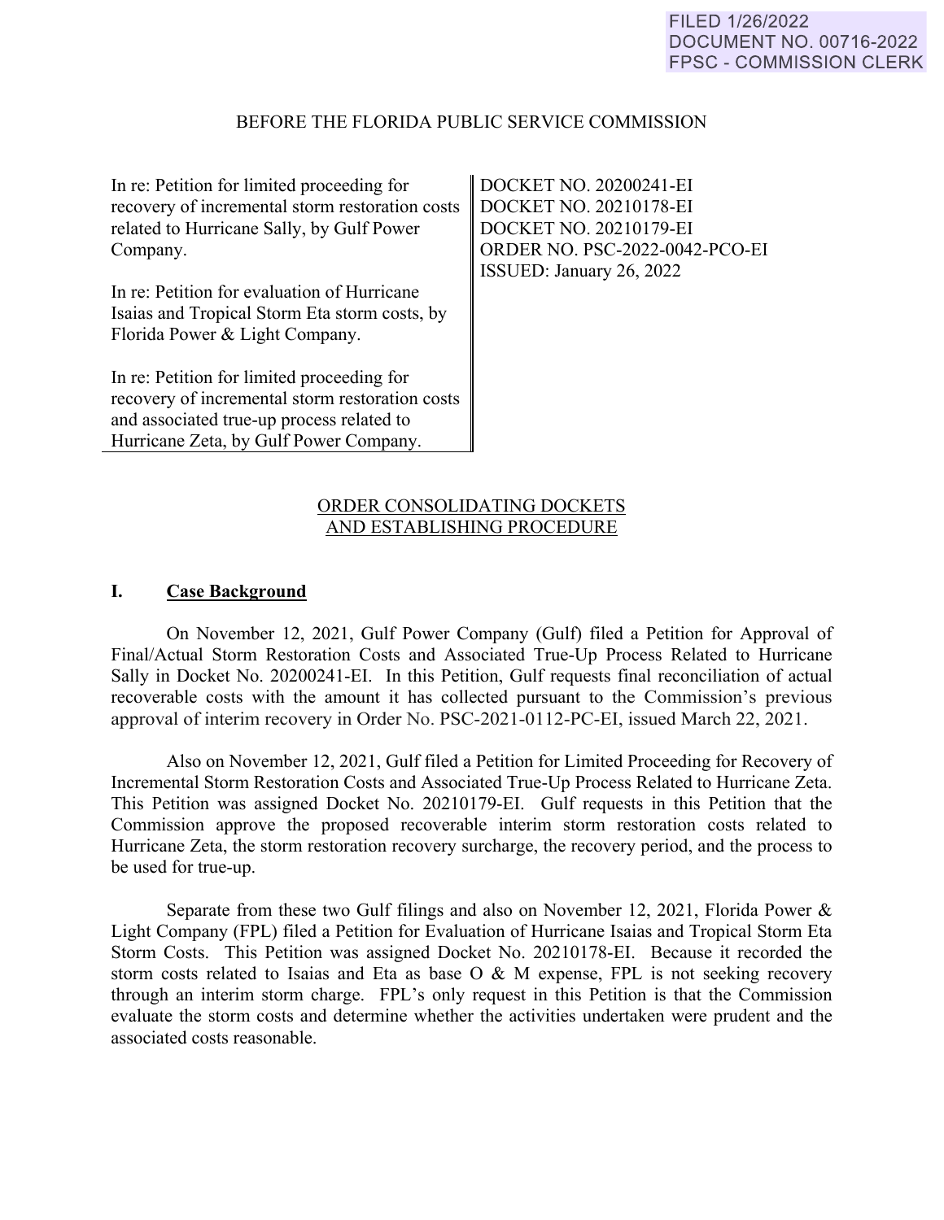FILED 1/26/2022
DOCUMENT NO. 00716-2022
FPSC - COMMISSION CLERK

BEFORE THE FLORIDA PUBLIC SERVICE COMMISSION

| | |
|---|---|
| In re: Petition for limited proceeding for recovery of incremental storm restoration costs related to Hurricane Sally, by Gulf Power Company. | DOCKET NO. 20200241-EI<br>DOCKET NO. 20210178-EI<br>DOCKET NO. 20210179-EI<br>ORDER NO. PSC-2022-0042-PCO-EI<br>ISSUED: January 26, 2022 |
| In re: Petition for evaluation of Hurricane Isaias and Tropical Storm Eta storm costs, by Florida Power & Light Company. | |
| In re: Petition for limited proceeding for recovery of incremental storm restoration costs and associated true-up process related to Hurricane Zeta, by Gulf Power Company. | |

ORDER CONSOLIDATING DOCKETS AND ESTABLISHING PROCEDURE

## I. Case Background

On November 12, 2021, Gulf Power Company (Gulf) filed a Petition for Approval of Final/Actual Storm Restoration Costs and Associated True-Up Process Related to Hurricane Sally in Docket No. 20200241-EI. In this Petition, Gulf requests final reconciliation of actual recoverable costs with the amount it has collected pursuant to the Commission's previous approval of interim recovery in Order No. PSC-2021-0112-PC-EI, issued March 22, 2021.

Also on November 12, 2021, Gulf filed a Petition for Limited Proceeding for Recovery of Incremental Storm Restoration Costs and Associated True-Up Process Related to Hurricane Zeta. This Petition was assigned Docket No. 20210179-EI. Gulf requests in this Petition that the Commission approve the proposed recoverable interim storm restoration costs related to Hurricane Zeta, the storm restoration recovery surcharge, the recovery period, and the process to be used for true-up.

Separate from these two Gulf filings and also on November 12, 2021, Florida Power & Light Company (FPL) filed a Petition for Evaluation of Hurricane Isaias and Tropical Storm Eta Storm Costs. This Petition was assigned Docket No. 20210178-EI. Because it recorded the storm costs related to Isaias and Eta as base O & M expense, FPL is not seeking recovery through an interim storm charge. FPL's only request in this Petition is that the Commission evaluate the storm costs and determine whether the activities undertaken were prudent and the associated costs reasonable.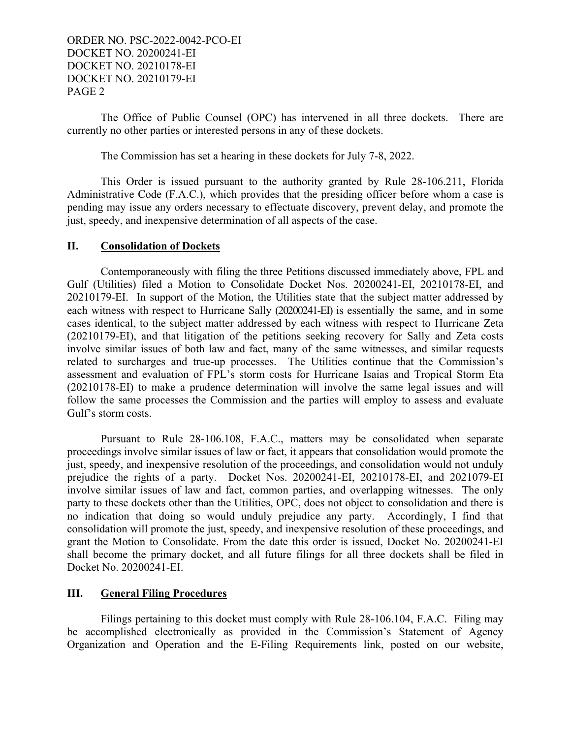The Office of Public Counsel (OPC) has intervened in all three dockets. There are currently no other parties or interested persons in any of these dockets.

The Commission has set a hearing in these dockets for July 7-8, 2022.

This Order is issued pursuant to the authority granted by Rule 28-106.211, Florida Administrative Code (F.A.C.), which provides that the presiding officer before whom a case is pending may issue any orders necessary to effectuate discovery, prevent delay, and promote the just, speedy, and inexpensive determination of all aspects of the case.

## II. Consolidation of Dockets

Contemporaneously with filing the three Petitions discussed immediately above, FPL and Gulf (Utilities) filed a Motion to Consolidate Docket Nos. 20200241-EI, 20210178-EI, and 20210179-EI. In support of the Motion, the Utilities state that the subject matter addressed by each witness with respect to Hurricane Sally (20200241-EI) is essentially the same, and in some cases identical, to the subject matter addressed by each witness with respect to Hurricane Zeta (20210179-EI), and that litigation of the petitions seeking recovery for Sally and Zeta costs involve similar issues of both law and fact, many of the same witnesses, and similar requests related to surcharges and true-up processes. The Utilities continue that the Commission's assessment and evaluation of FPL's storm costs for Hurricane Isaias and Tropical Storm Eta (20210178-EI) to make a prudence determination will involve the same legal issues and will follow the same processes the Commission and the parties will employ to assess and evaluate Gulf's storm costs.

Pursuant to Rule 28-106.108, F.A.C., matters may be consolidated when separate proceedings involve similar issues of law or fact, it appears that consolidation would promote the just, speedy, and inexpensive resolution of the proceedings, and consolidation would not unduly prejudice the rights of a party. Docket Nos. 20200241-EI, 20210178-EI, and 2021079-EI involve similar issues of law and fact, common parties, and overlapping witnesses. The only party to these dockets other than the Utilities, OPC, does not object to consolidation and there is no indication that doing so would unduly prejudice any party. Accordingly, I find that consolidation will promote the just, speedy, and inexpensive resolution of these proceedings, and grant the Motion to Consolidate. From the date this order is issued, Docket No. 20200241-EI shall become the primary docket, and all future filings for all three dockets shall be filed in Docket No. 20200241-EI.

## III. General Filing Procedures

Filings pertaining to this docket must comply with Rule 28-106.104, F.A.C. Filing may be accomplished electronically as provided in the Commission's Statement of Agency Organization and Operation and the E-Filing Requirements link, posted on our website,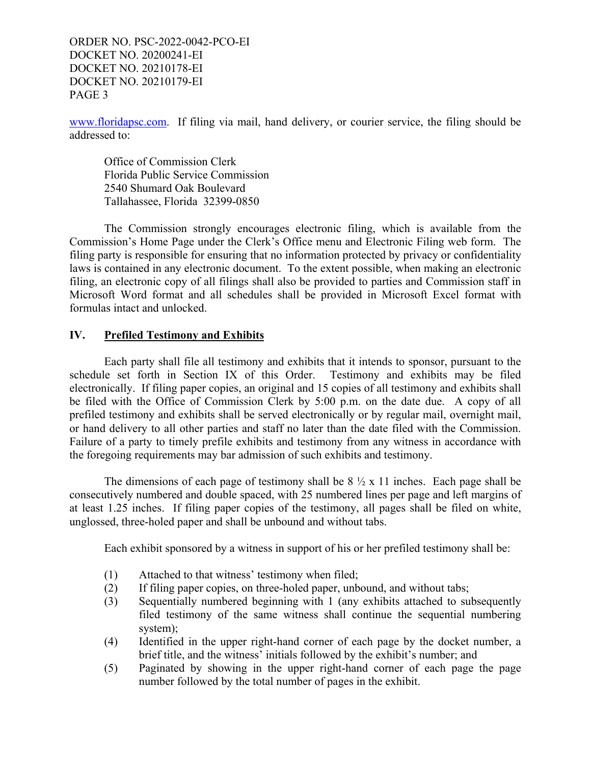www.floridapsc.com. If filing via mail, hand delivery, or courier service, the filing should be addressed to:

Office of Commission Clerk
Florida Public Service Commission
2540 Shumard Oak Boulevard
Tallahassee, Florida 32399-0850

The Commission strongly encourages electronic filing, which is available from the Commission's Home Page under the Clerk's Office menu and Electronic Filing web form. The filing party is responsible for ensuring that no information protected by privacy or confidentiality laws is contained in any electronic document. To the extent possible, when making an electronic filing, an electronic copy of all filings shall also be provided to parties and Commission staff in Microsoft Word format and all schedules shall be provided in Microsoft Excel format with formulas intact and unlocked.

## IV. Prefiled Testimony and Exhibits

Each party shall file all testimony and exhibits that it intends to sponsor, pursuant to the schedule set forth in Section IX of this Order. Testimony and exhibits may be filed electronically. If filing paper copies, an original and 15 copies of all testimony and exhibits shall be filed with the Office of Commission Clerk by 5:00 p.m. on the date due. A copy of all prefiled testimony and exhibits shall be served electronically or by regular mail, overnight mail, or hand delivery to all other parties and staff no later than the date filed with the Commission. Failure of a party to timely prefile exhibits and testimony from any witness in accordance with the foregoing requirements may bar admission of such exhibits and testimony.

The dimensions of each page of testimony shall be 8 ½ x 11 inches. Each page shall be consecutively numbered and double spaced, with 25 numbered lines per page and left margins of at least 1.25 inches. If filing paper copies of the testimony, all pages shall be filed on white, unglossed, three-holed paper and shall be unbound and without tabs.

Each exhibit sponsored by a witness in support of his or her prefiled testimony shall be:

(1) Attached to that witness' testimony when filed;
(2) If filing paper copies, on three-holed paper, unbound, and without tabs;
(3) Sequentially numbered beginning with 1 (any exhibits attached to subsequently filed testimony of the same witness shall continue the sequential numbering system);
(4) Identified in the upper right-hand corner of each page by the docket number, a brief title, and the witness' initials followed by the exhibit's number; and
(5) Paginated by showing in the upper right-hand corner of each page the page number followed by the total number of pages in the exhibit.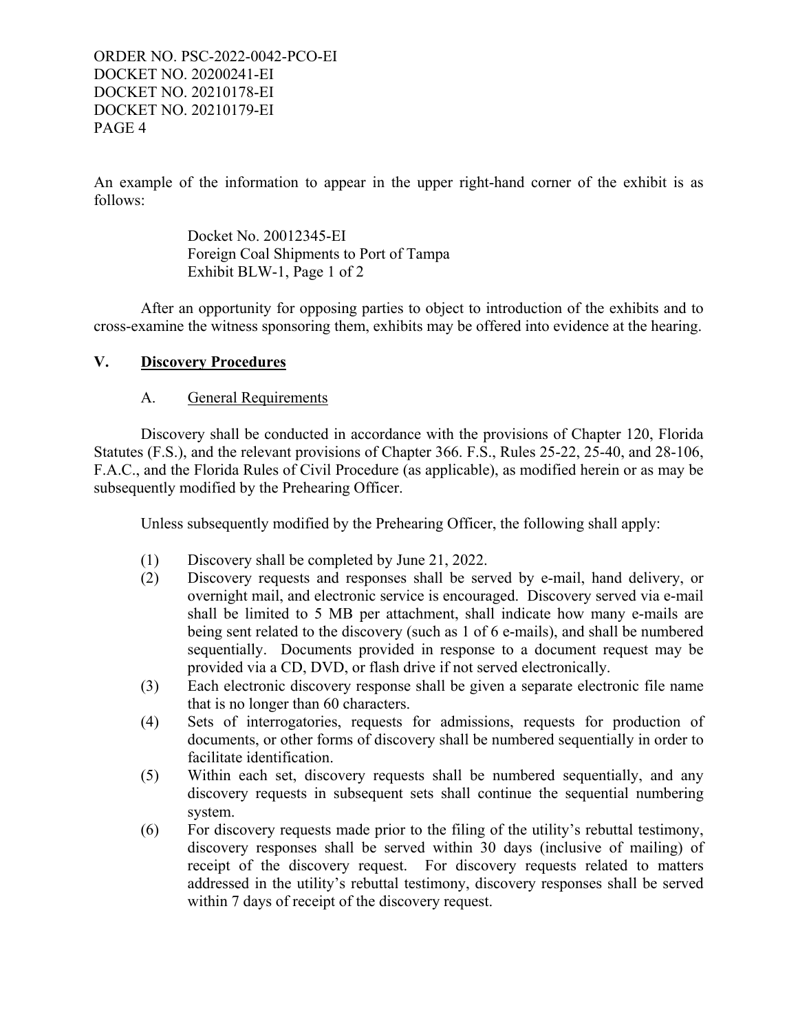An example of the information to appear in the upper right-hand corner of the exhibit is as follows:

> Docket No. 20012345-EI
> Foreign Coal Shipments to Port of Tampa
> Exhibit BLW-1, Page 1 of 2

After an opportunity for opposing parties to object to introduction of the exhibits and to cross-examine the witness sponsoring them, exhibits may be offered into evidence at the hearing.

## V. Discovery Procedures

### A. General Requirements

Discovery shall be conducted in accordance with the provisions of Chapter 120, Florida Statutes (F.S.), and the relevant provisions of Chapter 366. F.S., Rules 25-22, 25-40, and 28-106, F.A.C., and the Florida Rules of Civil Procedure (as applicable), as modified herein or as may be subsequently modified by the Prehearing Officer.

Unless subsequently modified by the Prehearing Officer, the following shall apply:

(1) Discovery shall be completed by June 21, 2022.

(2) Discovery requests and responses shall be served by e-mail, hand delivery, or overnight mail, and electronic service is encouraged. Discovery served via e-mail shall be limited to 5 MB per attachment, shall indicate how many e-mails are being sent related to the discovery (such as 1 of 6 e-mails), and shall be numbered sequentially. Documents provided in response to a document request may be provided via a CD, DVD, or flash drive if not served electronically.

(3) Each electronic discovery response shall be given a separate electronic file name that is no longer than 60 characters.

(4) Sets of interrogatories, requests for admissions, requests for production of documents, or other forms of discovery shall be numbered sequentially in order to facilitate identification.

(5) Within each set, discovery requests shall be numbered sequentially, and any discovery requests in subsequent sets shall continue the sequential numbering system.

(6) For discovery requests made prior to the filing of the utility's rebuttal testimony, discovery responses shall be served within 30 days (inclusive of mailing) of receipt of the discovery request. For discovery requests related to matters addressed in the utility's rebuttal testimony, discovery responses shall be served within 7 days of receipt of the discovery request.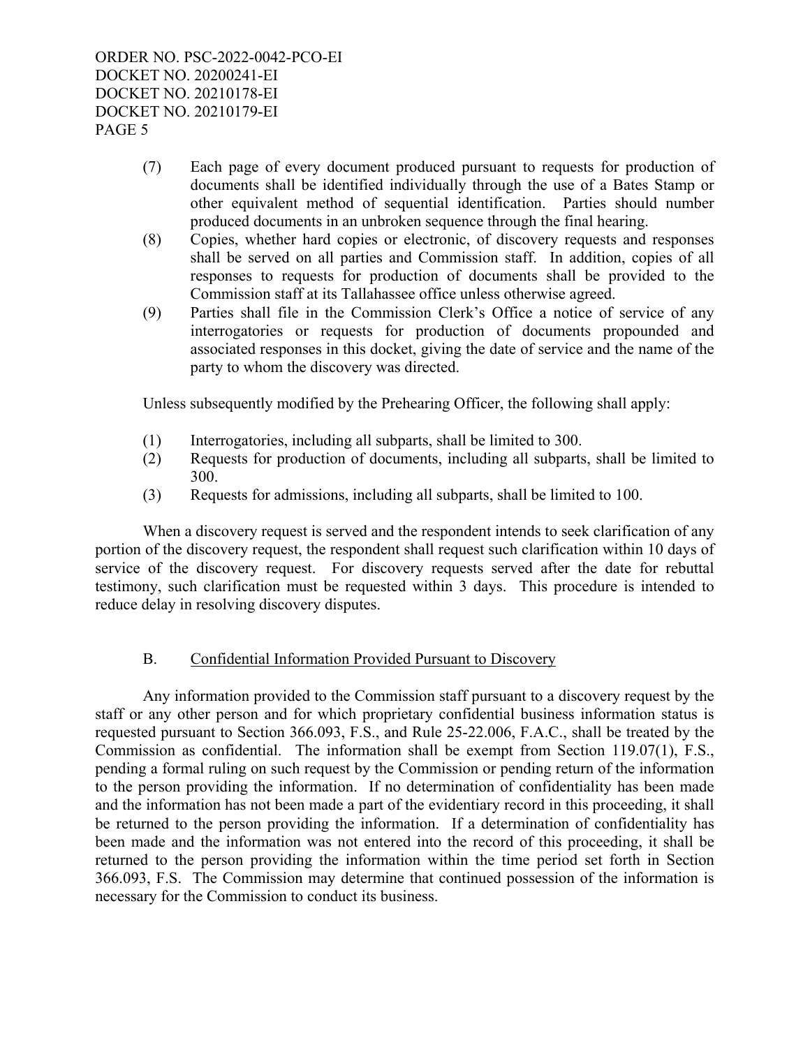(7) Each page of every document produced pursuant to requests for production of documents shall be identified individually through the use of a Bates Stamp or other equivalent method of sequential identification. Parties should number produced documents in an unbroken sequence through the final hearing.

(8) Copies, whether hard copies or electronic, of discovery requests and responses shall be served on all parties and Commission staff. In addition, copies of all responses to requests for production of documents shall be provided to the Commission staff at its Tallahassee office unless otherwise agreed.

(9) Parties shall file in the Commission Clerk's Office a notice of service of any interrogatories or requests for production of documents propounded and associated responses in this docket, giving the date of service and the name of the party to whom the discovery was directed.

Unless subsequently modified by the Prehearing Officer, the following shall apply:

(1) Interrogatories, including all subparts, shall be limited to 300.

(2) Requests for production of documents, including all subparts, shall be limited to 300.

(3) Requests for admissions, including all subparts, shall be limited to 100.

When a discovery request is served and the respondent intends to seek clarification of any portion of the discovery request, the respondent shall request such clarification within 10 days of service of the discovery request. For discovery requests served after the date for rebuttal testimony, such clarification must be requested within 3 days. This procedure is intended to reduce delay in resolving discovery disputes.

## B. Confidential Information Provided Pursuant to Discovery

Any information provided to the Commission staff pursuant to a discovery request by the staff or any other person and for which proprietary confidential business information status is requested pursuant to Section 366.093, F.S., and Rule 25-22.006, F.A.C., shall be treated by the Commission as confidential. The information shall be exempt from Section 119.07(1), F.S., pending a formal ruling on such request by the Commission or pending return of the information to the person providing the information. If no determination of confidentiality has been made and the information has not been made a part of the evidentiary record in this proceeding, it shall be returned to the person providing the information. If a determination of confidentiality has been made and the information was not entered into the record of this proceeding, it shall be returned to the person providing the information within the time period set forth in Section 366.093, F.S. The Commission may determine that continued possession of the information is necessary for the Commission to conduct its business.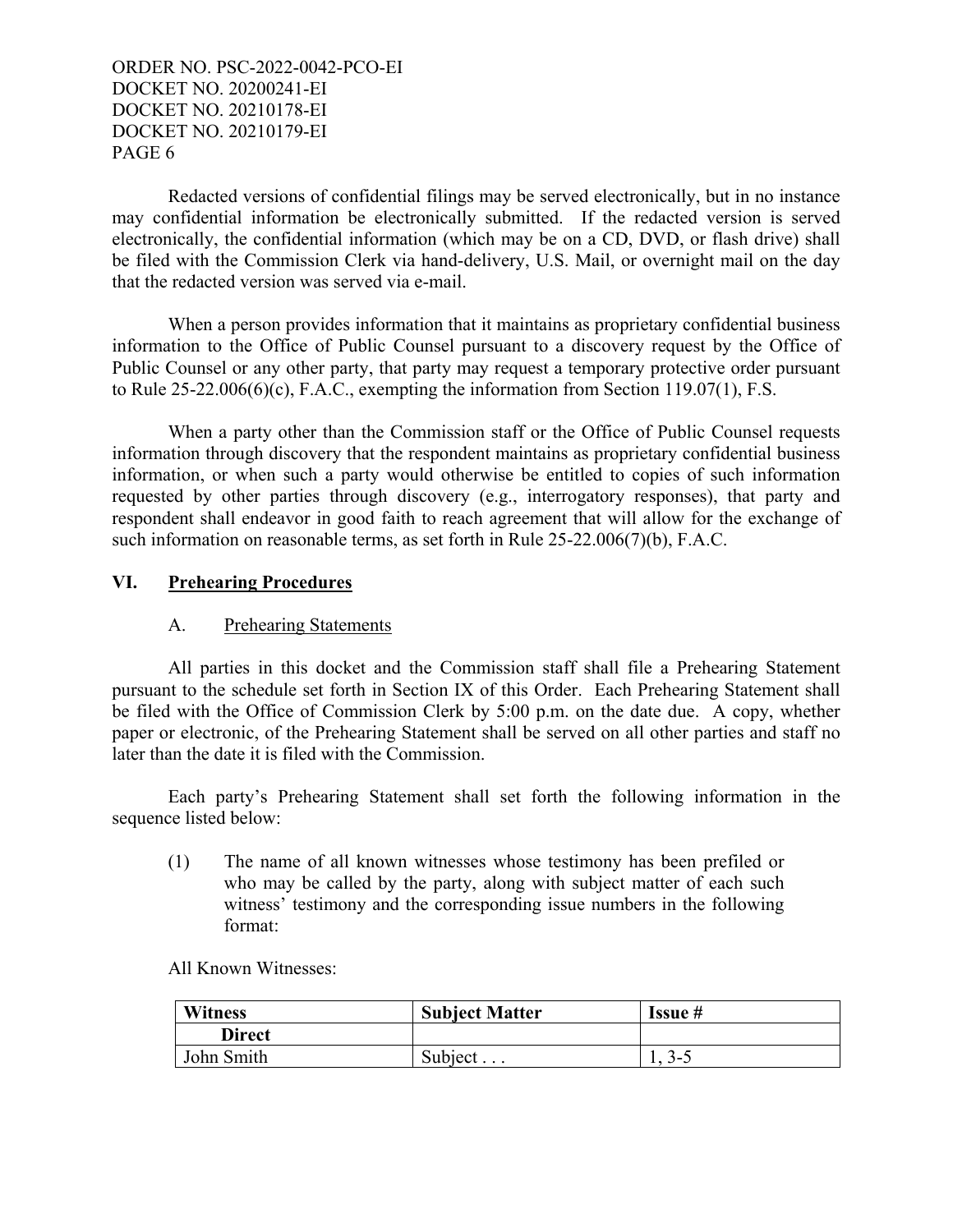Redacted versions of confidential filings may be served electronically, but in no instance may confidential information be electronically submitted. If the redacted version is served electronically, the confidential information (which may be on a CD, DVD, or flash drive) shall be filed with the Commission Clerk via hand-delivery, U.S. Mail, or overnight mail on the day that the redacted version was served via e-mail.

When a person provides information that it maintains as proprietary confidential business information to the Office of Public Counsel pursuant to a discovery request by the Office of Public Counsel or any other party, that party may request a temporary protective order pursuant to Rule 25-22.006(6)(c), F.A.C., exempting the information from Section 119.07(1), F.S.

When a party other than the Commission staff or the Office of Public Counsel requests information through discovery that the respondent maintains as proprietary confidential business information, or when such a party would otherwise be entitled to copies of such information requested by other parties through discovery (e.g., interrogatory responses), that party and respondent shall endeavor in good faith to reach agreement that will allow for the exchange of such information on reasonable terms, as set forth in Rule 25-22.006(7)(b), F.A.C.

## VI. Prehearing Procedures

### A. Prehearing Statements

All parties in this docket and the Commission staff shall file a Prehearing Statement pursuant to the schedule set forth in Section IX of this Order. Each Prehearing Statement shall be filed with the Office of Commission Clerk by 5:00 p.m. on the date due. A copy, whether paper or electronic, of the Prehearing Statement shall be served on all other parties and staff no later than the date it is filed with the Commission.

Each party's Prehearing Statement shall set forth the following information in the sequence listed below:

(1) The name of all known witnesses whose testimony has been prefiled or who may be called by the party, along with subject matter of each such witness' testimony and the corresponding issue numbers in the following format:

All Known Witnesses:

| Witness | Subject Matter | Issue # |
|---|---|---|
| **Direct** | | |
| John Smith | Subject . . . | 1, 3-5 |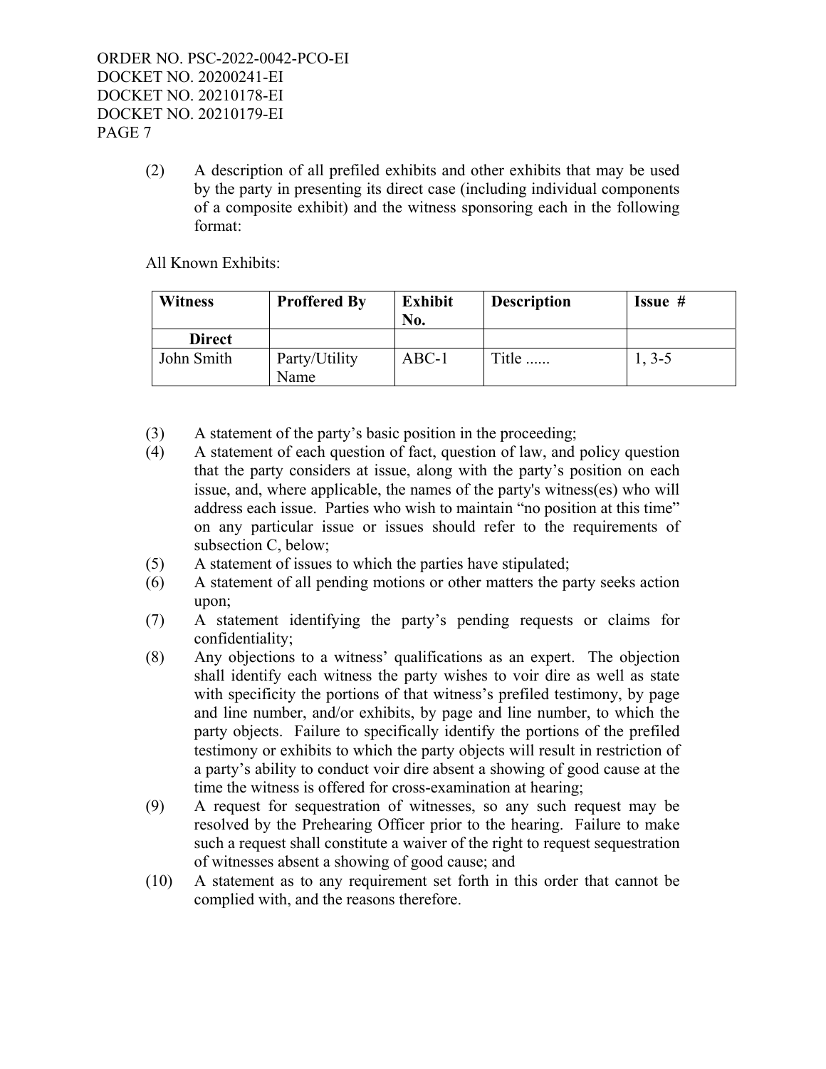(2) A description of all prefiled exhibits and other exhibits that may be used by the party in presenting its direct case (including individual components of a composite exhibit) and the witness sponsoring each in the following format:

All Known Exhibits:

| Witness | Proffered By | Exhibit No. | Description | Issue # |
|---|---|---|---|---|
| **Direct** | | | | |
| John Smith | Party/Utility Name | ABC-1 | Title ...... | 1, 3-5 |

(3) A statement of the party's basic position in the proceeding;

(4) A statement of each question of fact, question of law, and policy question that the party considers at issue, along with the party's position on each issue, and, where applicable, the names of the party's witness(es) who will address each issue. Parties who wish to maintain "no position at this time" on any particular issue or issues should refer to the requirements of subsection C, below;

(5) A statement of issues to which the parties have stipulated;

(6) A statement of all pending motions or other matters the party seeks action upon;

(7) A statement identifying the party's pending requests or claims for confidentiality;

(8) Any objections to a witness' qualifications as an expert. The objection shall identify each witness the party wishes to voir dire as well as state with specificity the portions of that witness's prefiled testimony, by page and line number, and/or exhibits, by page and line number, to which the party objects. Failure to specifically identify the portions of the prefiled testimony or exhibits to which the party objects will result in restriction of a party's ability to conduct voir dire absent a showing of good cause at the time the witness is offered for cross-examination at hearing;

(9) A request for sequestration of witnesses, so any such request may be resolved by the Prehearing Officer prior to the hearing. Failure to make such a request shall constitute a waiver of the right to request sequestration of witnesses absent a showing of good cause; and

(10) A statement as to any requirement set forth in this order that cannot be complied with, and the reasons therefore.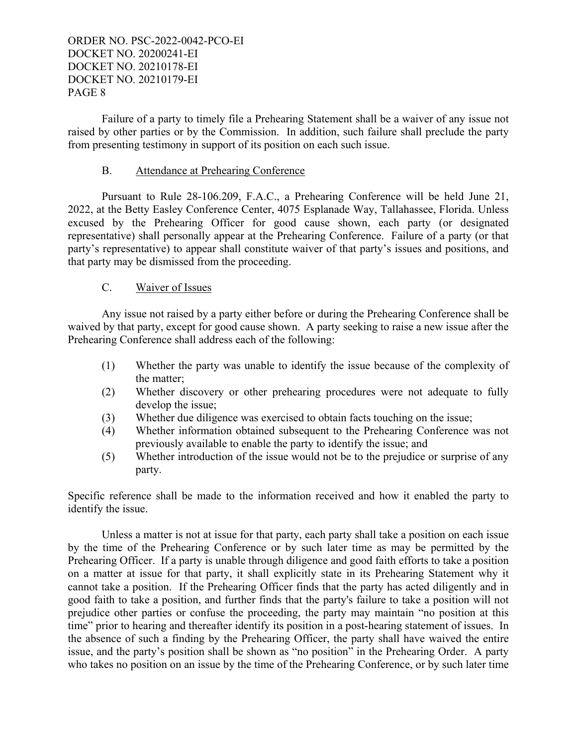Failure of a party to timely file a Prehearing Statement shall be a waiver of any issue not raised by other parties or by the Commission. In addition, such failure shall preclude the party from presenting testimony in support of its position on each such issue.

### B. Attendance at Prehearing Conference

Pursuant to Rule 28-106.209, F.A.C., a Prehearing Conference will be held June 21, 2022, at the Betty Easley Conference Center, 4075 Esplanade Way, Tallahassee, Florida. Unless excused by the Prehearing Officer for good cause shown, each party (or designated representative) shall personally appear at the Prehearing Conference. Failure of a party (or that party's representative) to appear shall constitute waiver of that party's issues and positions, and that party may be dismissed from the proceeding.

### C. Waiver of Issues

Any issue not raised by a party either before or during the Prehearing Conference shall be waived by that party, except for good cause shown. A party seeking to raise a new issue after the Prehearing Conference shall address each of the following:

(1) Whether the party was unable to identify the issue because of the complexity of the matter;
(2) Whether discovery or other prehearing procedures were not adequate to fully develop the issue;
(3) Whether due diligence was exercised to obtain facts touching on the issue;
(4) Whether information obtained subsequent to the Prehearing Conference was not previously available to enable the party to identify the issue; and
(5) Whether introduction of the issue would not be to the prejudice or surprise of any party.

Specific reference shall be made to the information received and how it enabled the party to identify the issue.

Unless a matter is not at issue for that party, each party shall take a position on each issue by the time of the Prehearing Conference or by such later time as may be permitted by the Prehearing Officer. If a party is unable through diligence and good faith efforts to take a position on a matter at issue for that party, it shall explicitly state in its Prehearing Statement why it cannot take a position. If the Prehearing Officer finds that the party has acted diligently and in good faith to take a position, and further finds that the party's failure to take a position will not prejudice other parties or confuse the proceeding, the party may maintain "no position at this time" prior to hearing and thereafter identify its position in a post-hearing statement of issues. In the absence of such a finding by the Prehearing Officer, the party shall have waived the entire issue, and the party's position shall be shown as "no position" in the Prehearing Order. A party who takes no position on an issue by the time of the Prehearing Conference, or by such later time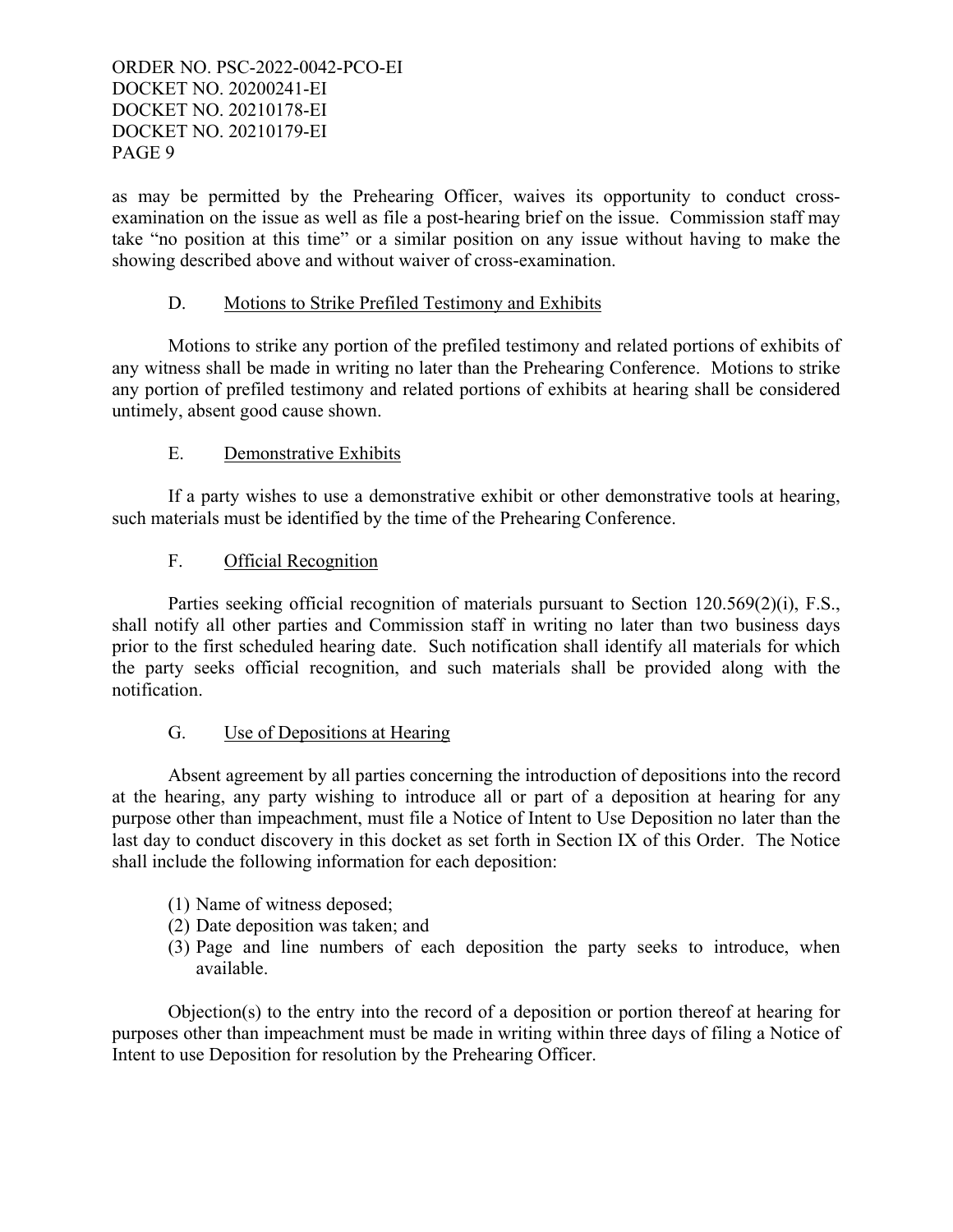as may be permitted by the Prehearing Officer, waives its opportunity to conduct cross-examination on the issue as well as file a post-hearing brief on the issue. Commission staff may take "no position at this time" or a similar position on any issue without having to make the showing described above and without waiver of cross-examination.

### D. Motions to Strike Prefiled Testimony and Exhibits

Motions to strike any portion of the prefiled testimony and related portions of exhibits of any witness shall be made in writing no later than the Prehearing Conference. Motions to strike any portion of prefiled testimony and related portions of exhibits at hearing shall be considered untimely, absent good cause shown.

### E. Demonstrative Exhibits

If a party wishes to use a demonstrative exhibit or other demonstrative tools at hearing, such materials must be identified by the time of the Prehearing Conference.

### F. Official Recognition

Parties seeking official recognition of materials pursuant to Section 120.569(2)(i), F.S., shall notify all other parties and Commission staff in writing no later than two business days prior to the first scheduled hearing date. Such notification shall identify all materials for which the party seeks official recognition, and such materials shall be provided along with the notification.

### G. Use of Depositions at Hearing

Absent agreement by all parties concerning the introduction of depositions into the record at the hearing, any party wishing to introduce all or part of a deposition at hearing for any purpose other than impeachment, must file a Notice of Intent to Use Deposition no later than the last day to conduct discovery in this docket as set forth in Section IX of this Order. The Notice shall include the following information for each deposition:

(1) Name of witness deposed;
(2) Date deposition was taken; and
(3) Page and line numbers of each deposition the party seeks to introduce, when available.

Objection(s) to the entry into the record of a deposition or portion thereof at hearing for purposes other than impeachment must be made in writing within three days of filing a Notice of Intent to use Deposition for resolution by the Prehearing Officer.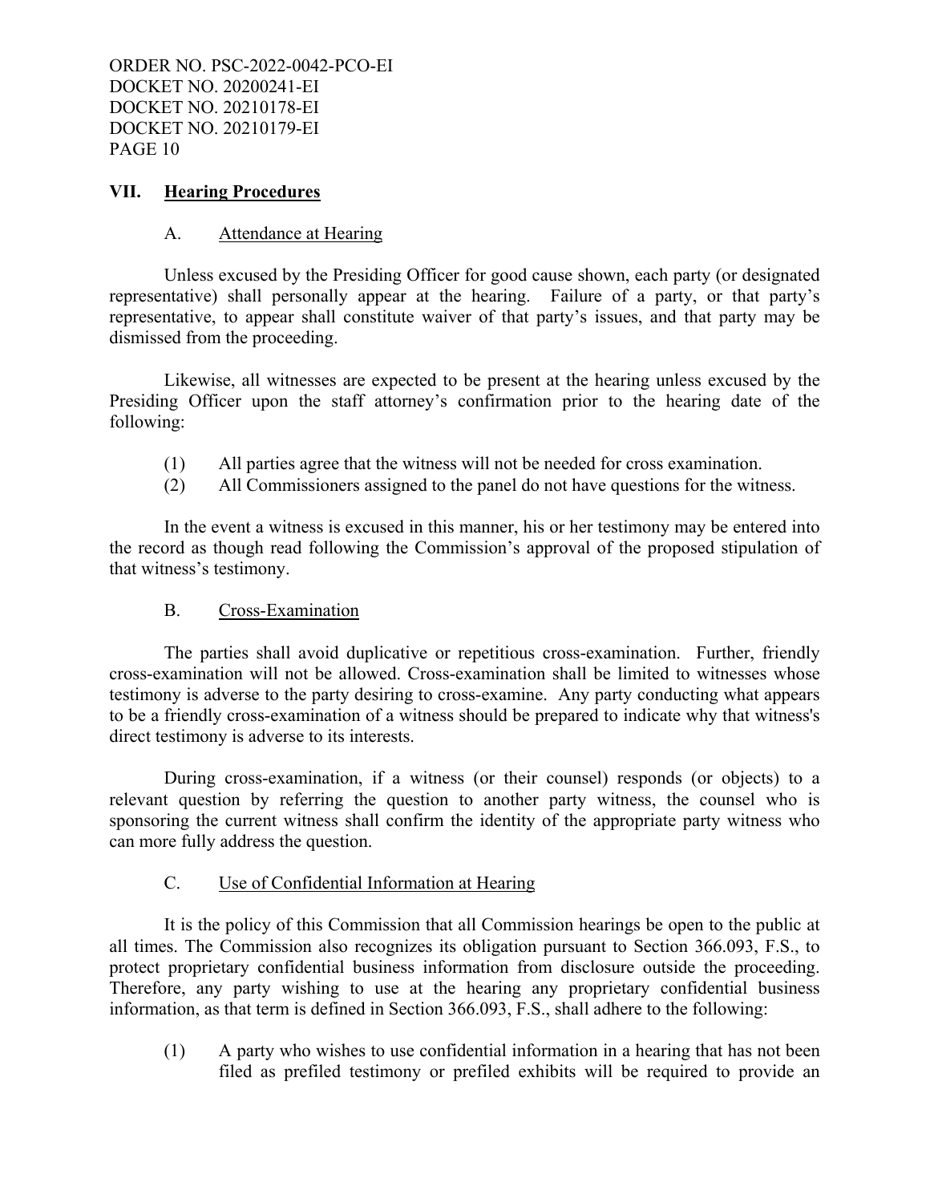## VII. Hearing Procedures

### A. Attendance at Hearing

Unless excused by the Presiding Officer for good cause shown, each party (or designated representative) shall personally appear at the hearing. Failure of a party, or that party's representative, to appear shall constitute waiver of that party's issues, and that party may be dismissed from the proceeding.

Likewise, all witnesses are expected to be present at the hearing unless excused by the Presiding Officer upon the staff attorney's confirmation prior to the hearing date of the following:

(1) All parties agree that the witness will not be needed for cross examination.

(2) All Commissioners assigned to the panel do not have questions for the witness.

In the event a witness is excused in this manner, his or her testimony may be entered into the record as though read following the Commission's approval of the proposed stipulation of that witness's testimony.

### B. Cross-Examination

The parties shall avoid duplicative or repetitious cross-examination. Further, friendly cross-examination will not be allowed. Cross-examination shall be limited to witnesses whose testimony is adverse to the party desiring to cross-examine. Any party conducting what appears to be a friendly cross-examination of a witness should be prepared to indicate why that witness's direct testimony is adverse to its interests.

During cross-examination, if a witness (or their counsel) responds (or objects) to a relevant question by referring the question to another party witness, the counsel who is sponsoring the current witness shall confirm the identity of the appropriate party witness who can more fully address the question.

### C. Use of Confidential Information at Hearing

It is the policy of this Commission that all Commission hearings be open to the public at all times. The Commission also recognizes its obligation pursuant to Section 366.093, F.S., to protect proprietary confidential business information from disclosure outside the proceeding. Therefore, any party wishing to use at the hearing any proprietary confidential business information, as that term is defined in Section 366.093, F.S., shall adhere to the following:

(1) A party who wishes to use confidential information in a hearing that has not been filed as prefiled testimony or prefiled exhibits will be required to provide an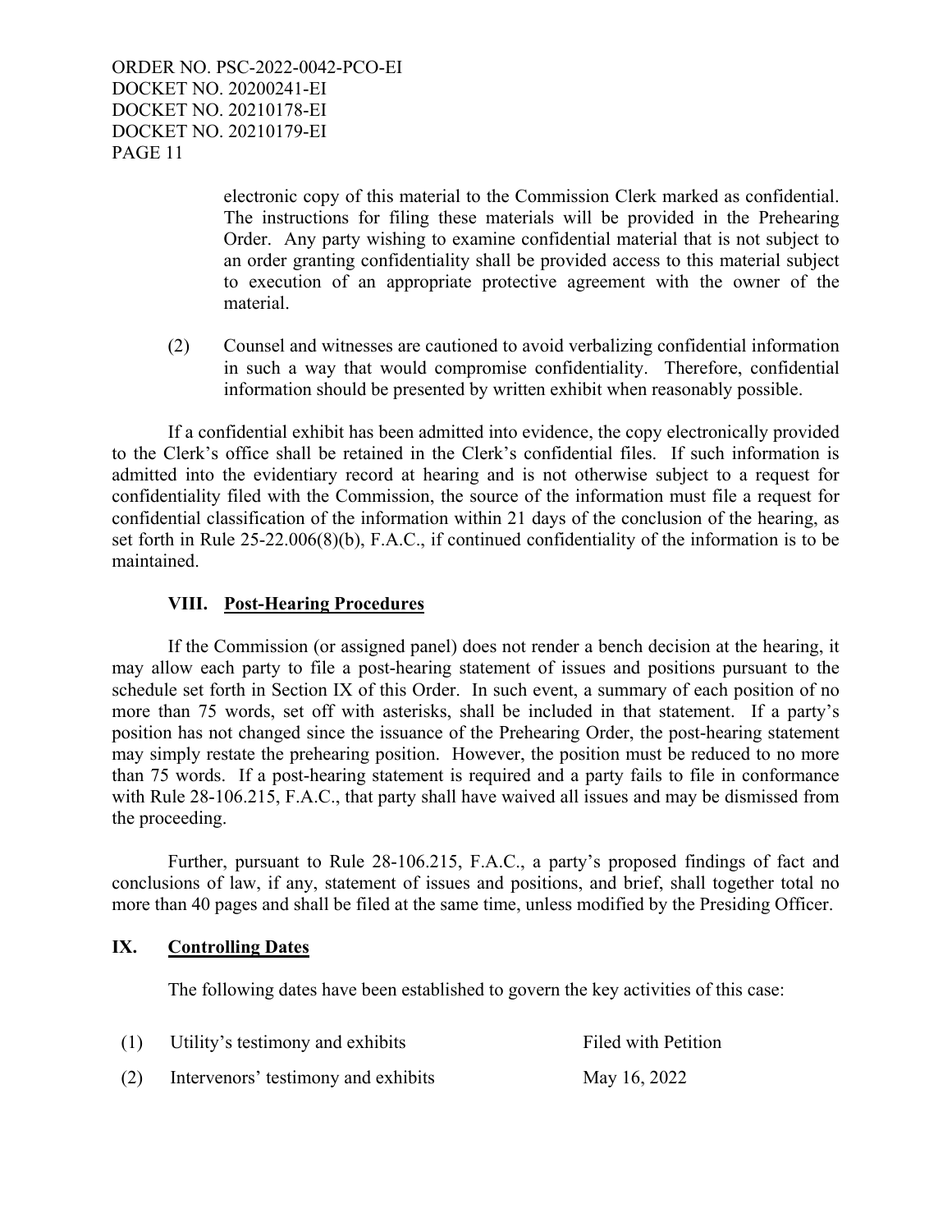electronic copy of this material to the Commission Clerk marked as confidential. The instructions for filing these materials will be provided in the Prehearing Order. Any party wishing to examine confidential material that is not subject to an order granting confidentiality shall be provided access to this material subject to execution of an appropriate protective agreement with the owner of the material.

(2) Counsel and witnesses are cautioned to avoid verbalizing confidential information in such a way that would compromise confidentiality. Therefore, confidential information should be presented by written exhibit when reasonably possible.

If a confidential exhibit has been admitted into evidence, the copy electronically provided to the Clerk's office shall be retained in the Clerk's confidential files. If such information is admitted into the evidentiary record at hearing and is not otherwise subject to a request for confidentiality filed with the Commission, the source of the information must file a request for confidential classification of the information within 21 days of the conclusion of the hearing, as set forth in Rule 25-22.006(8)(b), F.A.C., if continued confidentiality of the information is to be maintained.

## VIII. Post-Hearing Procedures

If the Commission (or assigned panel) does not render a bench decision at the hearing, it may allow each party to file a post-hearing statement of issues and positions pursuant to the schedule set forth in Section IX of this Order. In such event, a summary of each position of no more than 75 words, set off with asterisks, shall be included in that statement. If a party's position has not changed since the issuance of the Prehearing Order, the post-hearing statement may simply restate the prehearing position. However, the position must be reduced to no more than 75 words. If a post-hearing statement is required and a party fails to file in conformance with Rule 28-106.215, F.A.C., that party shall have waived all issues and may be dismissed from the proceeding.

Further, pursuant to Rule 28-106.215, F.A.C., a party's proposed findings of fact and conclusions of law, if any, statement of issues and positions, and brief, shall together total no more than 40 pages and shall be filed at the same time, unless modified by the Presiding Officer.

## IX. Controlling Dates

The following dates have been established to govern the key activities of this case:

| | | |
|---|---|---|
| (1) | Utility's testimony and exhibits | Filed with Petition |
| (2) | Intervenors' testimony and exhibits | May 16, 2022 |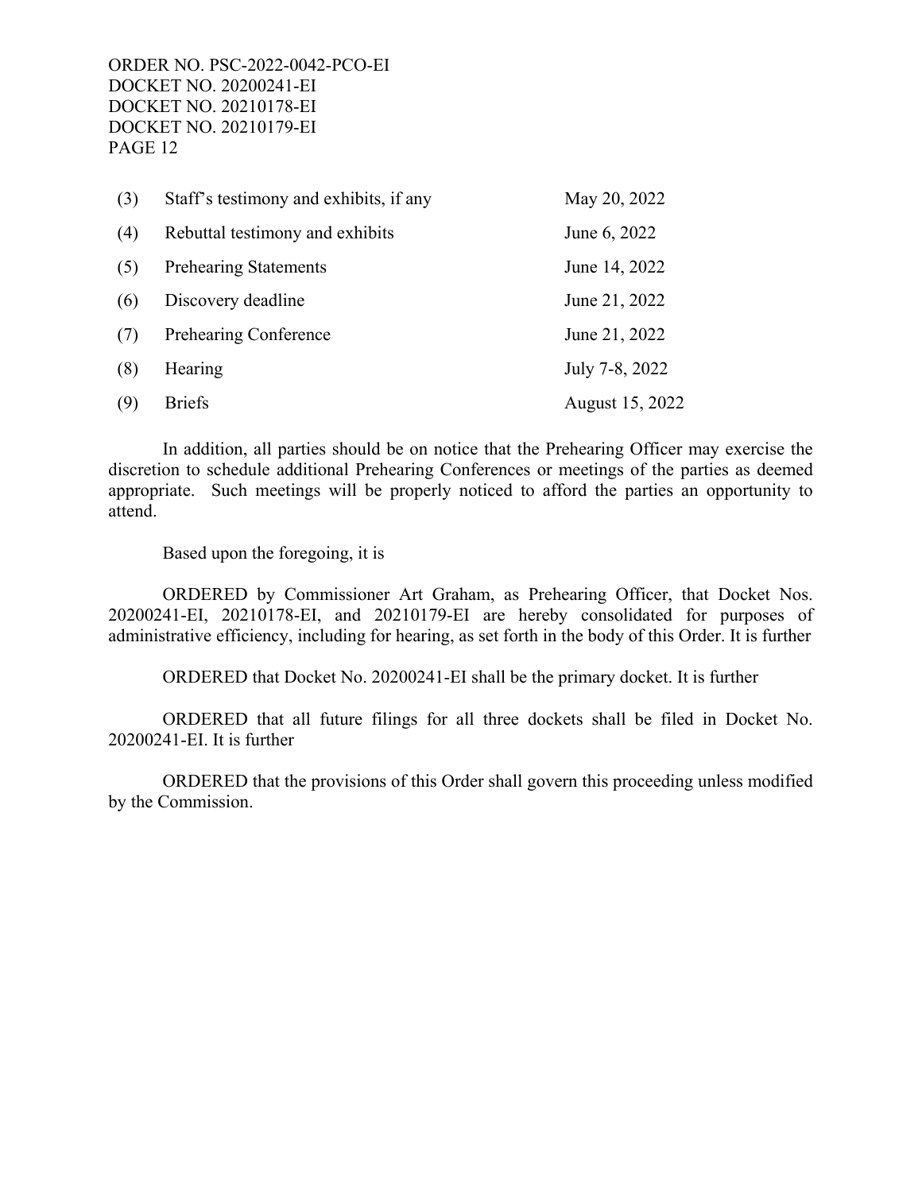| | | |
|---|---|---|
| (3) | Staff's testimony and exhibits, if any | May 20, 2022 |
| (4) | Rebuttal testimony and exhibits | June 6, 2022 |
| (5) | Prehearing Statements | June 14, 2022 |
| (6) | Discovery deadline | June 21, 2022 |
| (7) | Prehearing Conference | June 21, 2022 |
| (8) | Hearing | July 7-8, 2022 |
| (9) | Briefs | August 15, 2022 |

In addition, all parties should be on notice that the Prehearing Officer may exercise the discretion to schedule additional Prehearing Conferences or meetings of the parties as deemed appropriate. Such meetings will be properly noticed to afford the parties an opportunity to attend.

Based upon the foregoing, it is

ORDERED by Commissioner Art Graham, as Prehearing Officer, that Docket Nos. 20200241-EI, 20210178-EI, and 20210179-EI are hereby consolidated for purposes of administrative efficiency, including for hearing, as set forth in the body of this Order. It is further

ORDERED that Docket No. 20200241-EI shall be the primary docket. It is further

ORDERED that all future filings for all three dockets shall be filed in Docket No. 20200241-EI. It is further

ORDERED that the provisions of this Order shall govern this proceeding unless modified by the Commission.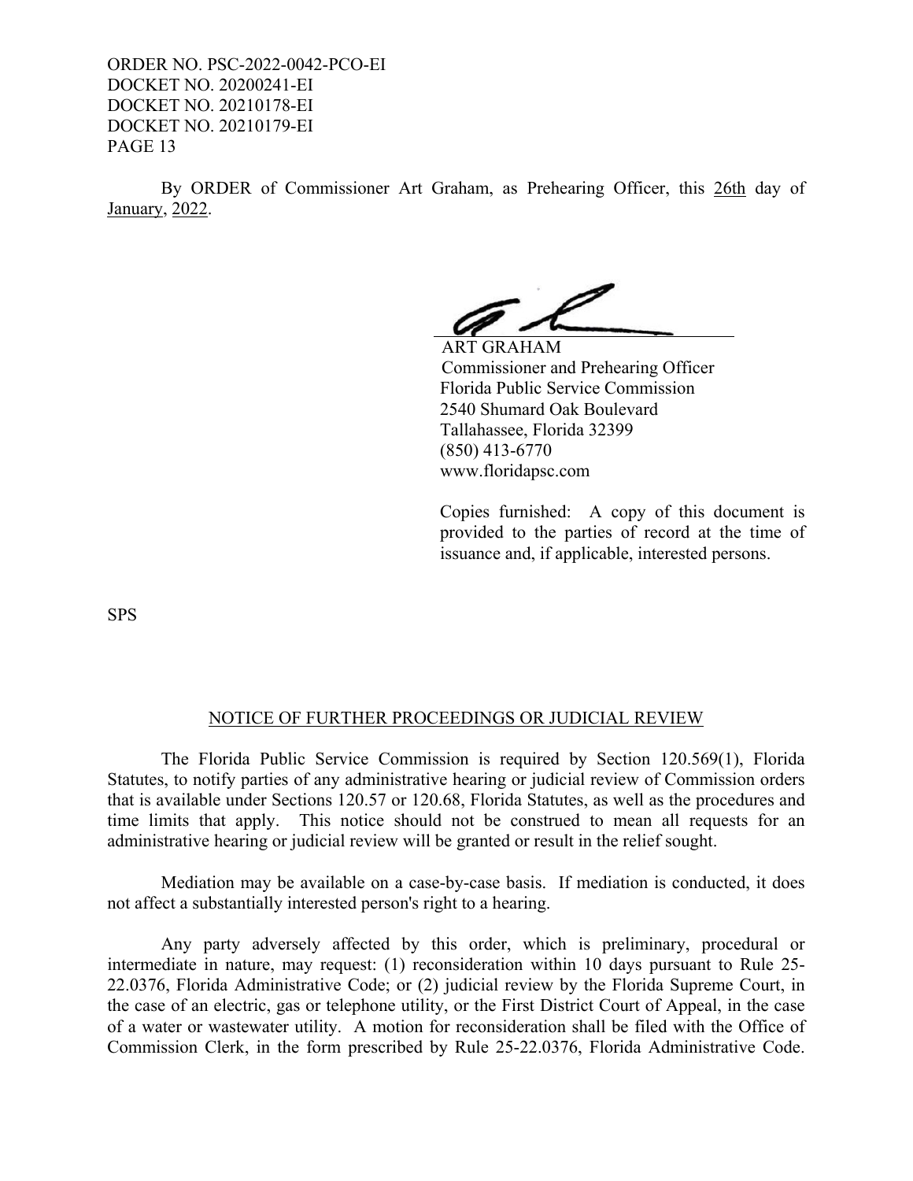By ORDER of Commissioner Art Graham, as Prehearing Officer, this 26th day of January, 2022.

ART GRAHAM
Commissioner and Prehearing Officer
Florida Public Service Commission
2540 Shumard Oak Boulevard
Tallahassee, Florida 32399
(850) 413-6770
www.floridapsc.com

Copies furnished: A copy of this document is provided to the parties of record at the time of issuance and, if applicable, interested persons.

SPS

## NOTICE OF FURTHER PROCEEDINGS OR JUDICIAL REVIEW

The Florida Public Service Commission is required by Section 120.569(1), Florida Statutes, to notify parties of any administrative hearing or judicial review of Commission orders that is available under Sections 120.57 or 120.68, Florida Statutes, as well as the procedures and time limits that apply. This notice should not be construed to mean all requests for an administrative hearing or judicial review will be granted or result in the relief sought.

Mediation may be available on a case-by-case basis. If mediation is conducted, it does not affect a substantially interested person's right to a hearing.

Any party adversely affected by this order, which is preliminary, procedural or intermediate in nature, may request: (1) reconsideration within 10 days pursuant to Rule 25-22.0376, Florida Administrative Code; or (2) judicial review by the Florida Supreme Court, in the case of an electric, gas or telephone utility, or the First District Court of Appeal, in the case of a water or wastewater utility. A motion for reconsideration shall be filed with the Office of Commission Clerk, in the form prescribed by Rule 25-22.0376, Florida Administrative Code.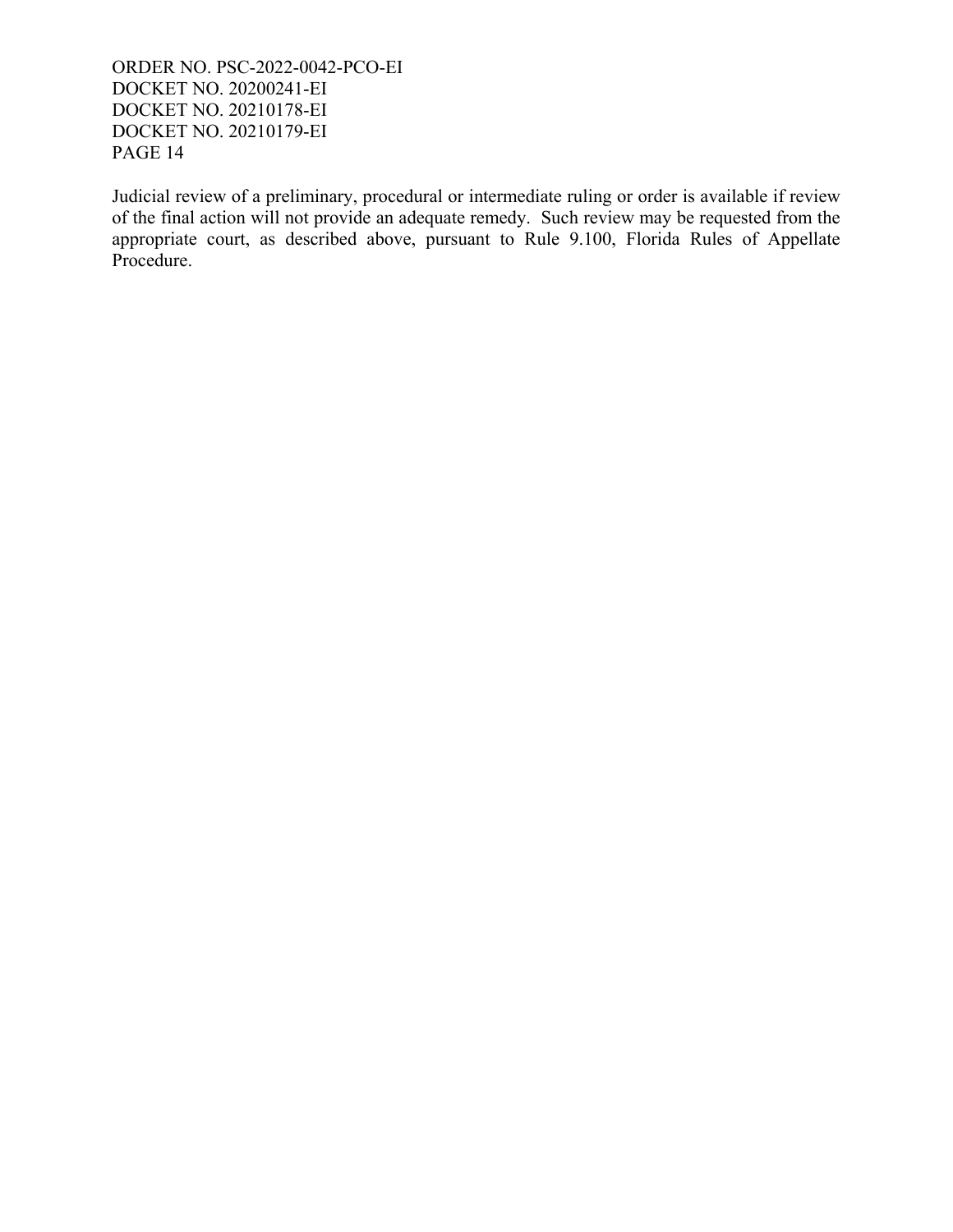Judicial review of a preliminary, procedural or intermediate ruling or order is available if review of the final action will not provide an adequate remedy. Such review may be requested from the appropriate court, as described above, pursuant to Rule 9.100, Florida Rules of Appellate Procedure.